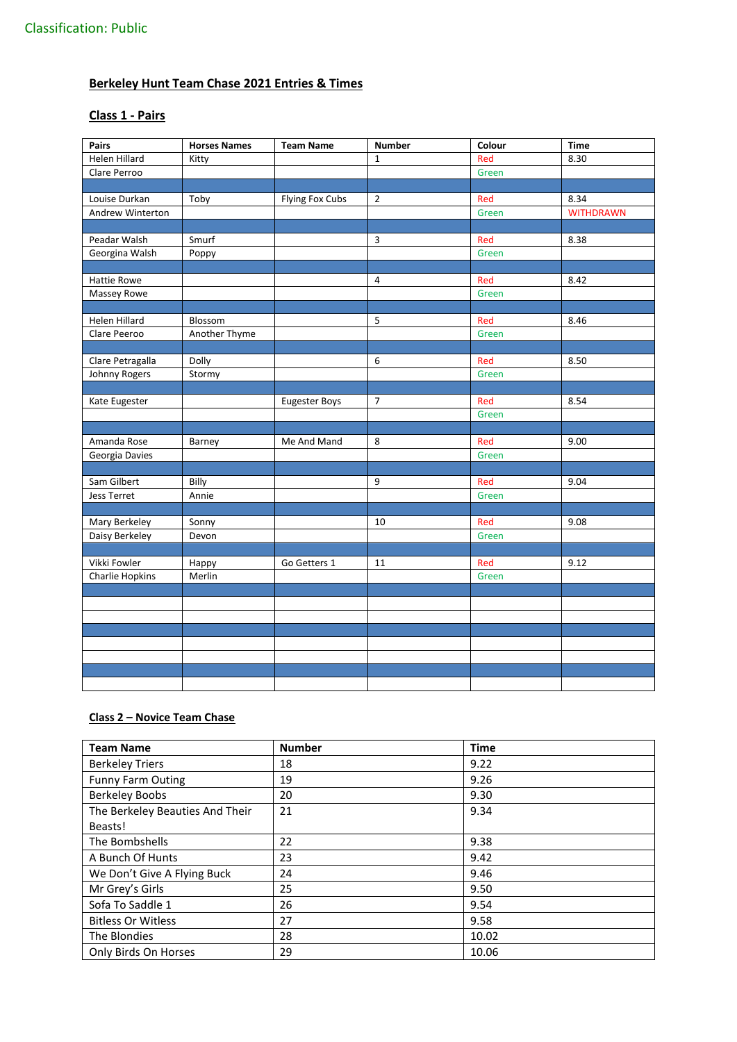Classification: Public

# Berkeley Hunt Team Chase 2021 Entries & Times

## Class 1 - Pairs

| Pairs | Horses Names | Team Name | Number | Colour | Time |
|---|---|---|---|---|---|
| Helen Hillard | Kitty | | 1 | Red | 8.30 |
| Clare Perroo | | | | Green | |
| | | | | | |
| Louise Durkan | Toby | Flying Fox Cubs | 2 | Red | 8.34 |
| Andrew Winterton | | | | Green | WITHDRAWN |
| | | | | | |
| Peadar Walsh | Smurf | | 3 | Red | 8.38 |
| Georgina Walsh | Poppy | | | Green | |
| | | | | | |
| Hattie Rowe | | | 4 | Red | 8.42 |
| Massey Rowe | | | | Green | |
| | | | | | |
| Helen Hillard | Blossom | | 5 | Red | 8.46 |
| Clare Peeroo | Another Thyme | | | Green | |
| | | | | | |
| Clare Petragalla | Dolly | | 6 | Red | 8.50 |
| Johnny Rogers | Stormy | | | Green | |
| | | | | | |
| Kate Eugester | | Eugester Boys | 7 | Red | 8.54 |
| | | | | Green | |
| | | | | | |
| Amanda Rose | Barney | Me And Mand | 8 | Red | 9.00 |
| Georgia Davies | | | | Green | |
| | | | | | |
| Sam Gilbert | Billy | | 9 | Red | 9.04 |
| Jess Terret | Annie | | | Green | |
| | | | | | |
| Mary Berkeley | Sonny | | 10 | Red | 9.08 |
| Daisy Berkeley | Devon | | | Green | |
| | | | | | |
| Vikki Fowler | Happy | Go Getters 1 | 11 | Red | 9.12 |
| Charlie Hopkins | Merlin | | | Green | |

## Class 2 – Novice Team Chase

| Team Name | Number | Time |
|---|---|---|
| Berkeley Triers | 18 | 9.22 |
| Funny Farm Outing | 19 | 9.26 |
| Berkeley Boobs | 20 | 9.30 |
| The Berkeley Beauties And Their Beasts! | 21 | 9.34 |
| The Bombshells | 22 | 9.38 |
| A Bunch Of Hunts | 23 | 9.42 |
| We Don't Give A Flying Buck | 24 | 9.46 |
| Mr Grey's Girls | 25 | 9.50 |
| Sofa To Saddle 1 | 26 | 9.54 |
| Bitless Or Witless | 27 | 9.58 |
| The Blondies | 28 | 10.02 |
| Only Birds On Horses | 29 | 10.06 |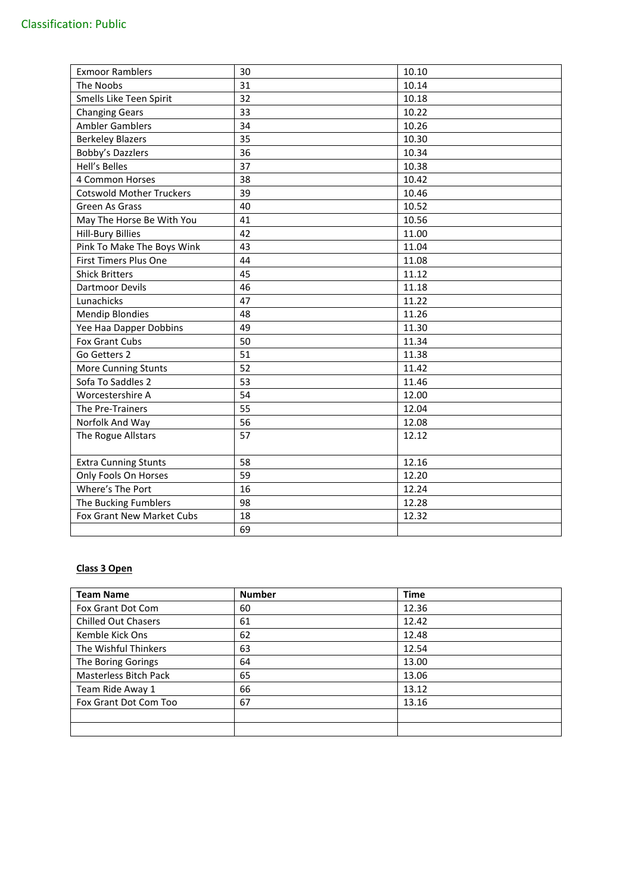| | | |
|---|---|---|
| Exmoor Ramblers | 30 | 10.10 |
| The Noobs | 31 | 10.14 |
| Smells Like Teen Spirit | 32 | 10.18 |
| Changing Gears | 33 | 10.22 |
| Ambler Gamblers | 34 | 10.26 |
| Berkeley Blazers | 35 | 10.30 |
| Bobby's Dazzlers | 36 | 10.34 |
| Hell's Belles | 37 | 10.38 |
| 4 Common Horses | 38 | 10.42 |
| Cotswold Mother Truckers | 39 | 10.46 |
| Green As Grass | 40 | 10.52 |
| May The Horse Be With You | 41 | 10.56 |
| Hill-Bury Billies | 42 | 11.00 |
| Pink To Make The Boys Wink | 43 | 11.04 |
| First Timers Plus One | 44 | 11.08 |
| Shick Britters | 45 | 11.12 |
| Dartmoor Devils | 46 | 11.18 |
| Lunachicks | 47 | 11.22 |
| Mendip Blondies | 48 | 11.26 |
| Yee Haa Dapper Dobbins | 49 | 11.30 |
| Fox Grant Cubs | 50 | 11.34 |
| Go Getters 2 | 51 | 11.38 |
| More Cunning Stunts | 52 | 11.42 |
| Sofa To Saddles 2 | 53 | 11.46 |
| Worcestershire A | 54 | 12.00 |
| The Pre-Trainers | 55 | 12.04 |
| Norfolk And Way | 56 | 12.08 |
| The Rogue Allstars | 57 | 12.12 |
| Extra Cunning Stunts | 58 | 12.16 |
| Only Fools On Horses | 59 | 12.20 |
| Where's The Port | 16 | 12.24 |
| The Bucking Fumblers | 98 | 12.28 |
| Fox Grant New Market Cubs | 18 | 12.32 |
| | 69 | |

**Class 3 Open**

| Team Name | Number | Time |
|---|---|---|
| Fox Grant Dot Com | 60 | 12.36 |
| Chilled Out Chasers | 61 | 12.42 |
| Kemble Kick Ons | 62 | 12.48 |
| The Wishful Thinkers | 63 | 12.54 |
| The Boring Gorings | 64 | 13.00 |
| Masterless Bitch Pack | 65 | 13.06 |
| Team Ride Away 1 | 66 | 13.12 |
| Fox Grant Dot Com Too | 67 | 13.16 |
| | | |
| | | |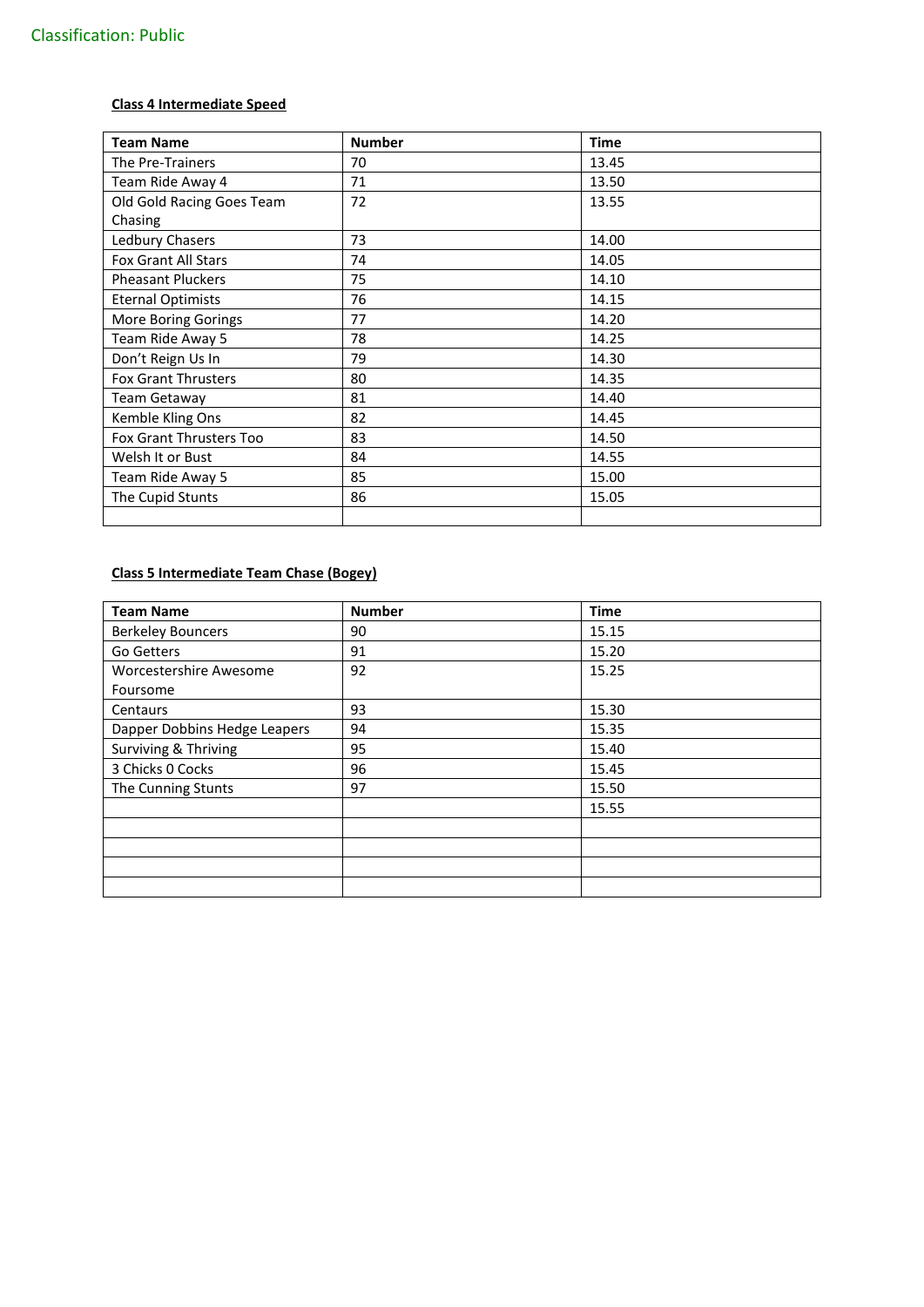Classification: Public

**Class 4 Intermediate Speed**

| Team Name | Number | Time |
|---|---|---|
| The Pre-Trainers | 70 | 13.45 |
| Team Ride Away 4 | 71 | 13.50 |
| Old Gold Racing Goes Team Chasing | 72 | 13.55 |
| Ledbury Chasers | 73 | 14.00 |
| Fox Grant All Stars | 74 | 14.05 |
| Pheasant Pluckers | 75 | 14.10 |
| Eternal Optimists | 76 | 14.15 |
| More Boring Gorings | 77 | 14.20 |
| Team Ride Away 5 | 78 | 14.25 |
| Don’t Reign Us In | 79 | 14.30 |
| Fox Grant Thrusters | 80 | 14.35 |
| Team Getaway | 81 | 14.40 |
| Kemble Kling Ons | 82 | 14.45 |
| Fox Grant Thrusters Too | 83 | 14.50 |
| Welsh It or Bust | 84 | 14.55 |
| Team Ride Away 5 | 85 | 15.00 |
| The Cupid Stunts | 86 | 15.05 |
| | | |

**Class 5 Intermediate Team Chase (Bogey)**

| Team Name | Number | Time |
|---|---|---|
| Berkeley Bouncers | 90 | 15.15 |
| Go Getters | 91 | 15.20 |
| Worcestershire Awesome Foursome | 92 | 15.25 |
| Centaurs | 93 | 15.30 |
| Dapper Dobbins Hedge Leapers | 94 | 15.35 |
| Surviving & Thriving | 95 | 15.40 |
| 3 Chicks 0 Cocks | 96 | 15.45 |
| The Cunning Stunts | 97 | 15.50 |
| | | 15.55 |
| | | |
| | | |
| | | |
| | | |